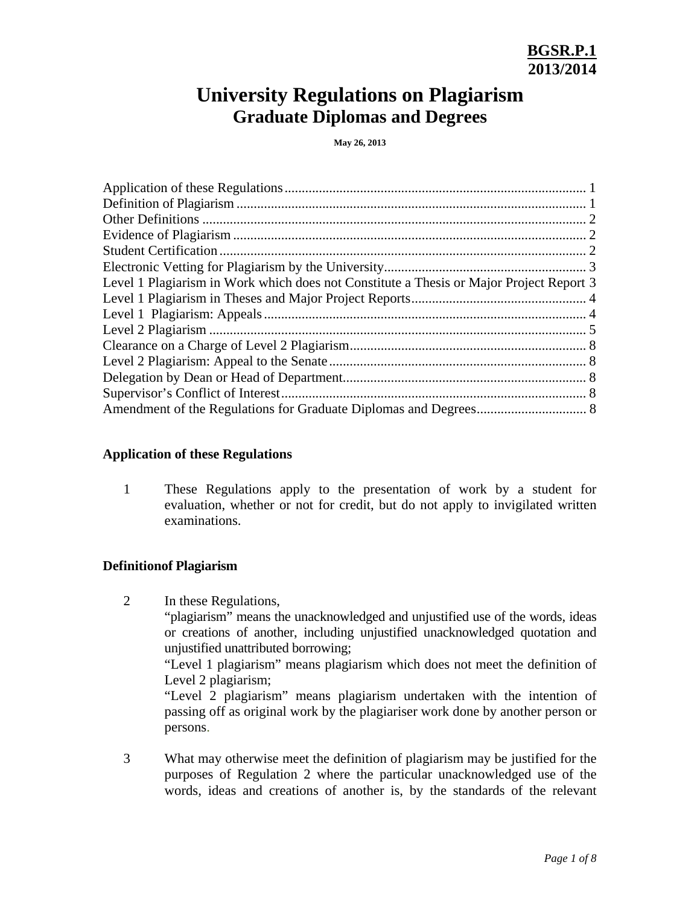**BGSR.P.1**
**2013/2014**

# University Regulations on Plagiarism
## Graduate Diplomas and Degrees

**May 26, 2013**

Application of these Regulations ........ 1
Definition of Plagiarism ........ 1
Other Definitions ........ 2
Evidence of Plagiarism ........ 2
Student Certification ........ 2
Electronic Vetting for Plagiarism by the University ........ 3
Level 1 Plagiarism in Work which does not Constitute a Thesis or Major Project Report 3
Level 1 Plagiarism in Theses and Major Project Reports ........ 4
Level 1 Plagiarism: Appeals ........ 4
Level 2 Plagiarism ........ 5
Clearance on a Charge of Level 2 Plagiarism ........ 8
Level 2 Plagiarism: Appeal to the Senate ........ 8
Delegation by Dean or Head of Department ........ 8
Supervisor's Conflict of Interest ........ 8
Amendment of the Regulations for Graduate Diplomas and Degrees ........ 8

### Application of these Regulations

1 These Regulations apply to the presentation of work by a student for evaluation, whether or not for credit, but do not apply to invigilated written examinations.

### Definitionof Plagiarism

2 In these Regulations,
"plagiarism" means the unacknowledged and unjustified use of the words, ideas or creations of another, including unjustified unacknowledged quotation and unjustified unattributed borrowing;
"Level 1 plagiarism" means plagiarism which does not meet the definition of Level 2 plagiarism;
"Level 2 plagiarism" means plagiarism undertaken with the intention of passing off as original work by the plagiariser work done by another person or persons.

3 What may otherwise meet the definition of plagiarism may be justified for the purposes of Regulation 2 where the particular unacknowledged use of the words, ideas and creations of another is, by the standards of the relevant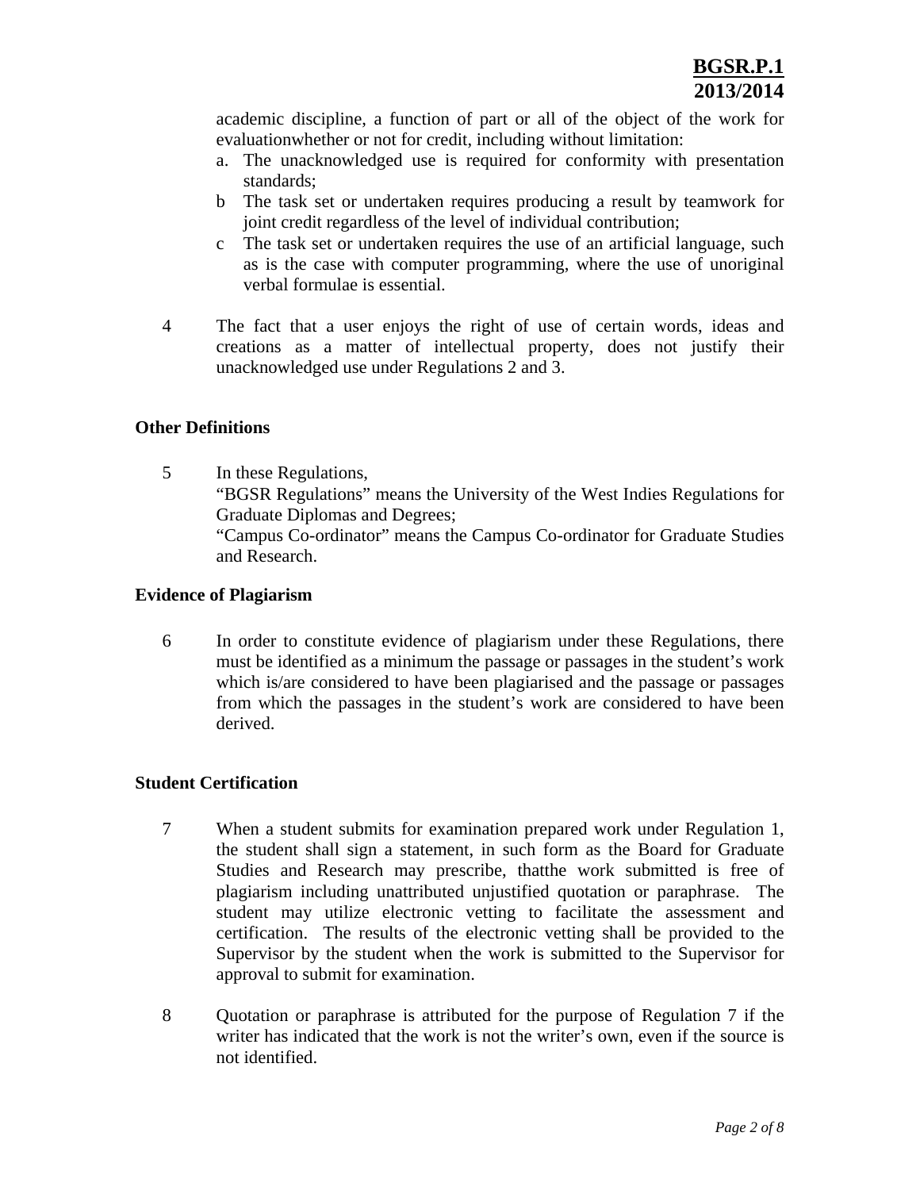academic discipline, a function of part or all of the object of the work for evaluationwhether or not for credit, including without limitation:

a. The unacknowledged use is required for conformity with presentation standards;
b The task set or undertaken requires producing a result by teamwork for joint credit regardless of the level of individual contribution;
c The task set or undertaken requires the use of an artificial language, such as is the case with computer programming, where the use of unoriginal verbal formulae is essential.

4 The fact that a user enjoys the right of use of certain words, ideas and creations as a matter of intellectual property, does not justify their unacknowledged use under Regulations 2 and 3.

**Other Definitions**

5 In these Regulations,
"BGSR Regulations" means the University of the West Indies Regulations for Graduate Diplomas and Degrees;
"Campus Co-ordinator" means the Campus Co-ordinator for Graduate Studies and Research.

**Evidence of Plagiarism**

6 In order to constitute evidence of plagiarism under these Regulations, there must be identified as a minimum the passage or passages in the student's work which is/are considered to have been plagiarised and the passage or passages from which the passages in the student's work are considered to have been derived.

**Student Certification**

7 When a student submits for examination prepared work under Regulation 1, the student shall sign a statement, in such form as the Board for Graduate Studies and Research may prescribe, thatthe work submitted is free of plagiarism including unattributed unjustified quotation or paraphrase. The student may utilize electronic vetting to facilitate the assessment and certification. The results of the electronic vetting shall be provided to the Supervisor by the student when the work is submitted to the Supervisor for approval to submit for examination.

8 Quotation or paraphrase is attributed for the purpose of Regulation 7 if the writer has indicated that the work is not the writer's own, even if the source is not identified.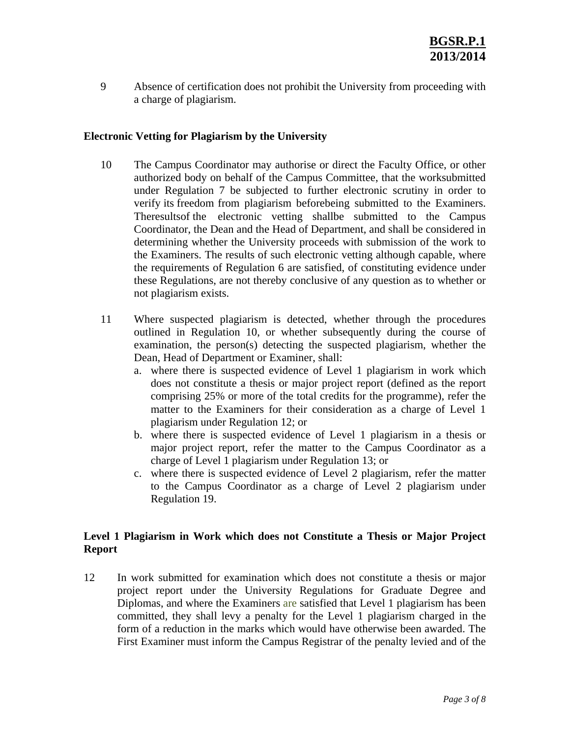9 Absence of certification does not prohibit the University from proceeding with a charge of plagiarism.

**Electronic Vetting for Plagiarism by the University**

10 The Campus Coordinator may authorise or direct the Faculty Office, or other authorized body on behalf of the Campus Committee, that the worksubmitted under Regulation 7 be subjected to further electronic scrutiny in order to verify its freedom from plagiarism beforebeing submitted to the Examiners. Theresultsof the electronic vetting shallbe submitted to the Campus Coordinator, the Dean and the Head of Department, and shall be considered in determining whether the University proceeds with submission of the work to the Examiners. The results of such electronic vetting although capable, where the requirements of Regulation 6 are satisfied, of constituting evidence under these Regulations, are not thereby conclusive of any question as to whether or not plagiarism exists.

11 Where suspected plagiarism is detected, whether through the procedures outlined in Regulation 10, or whether subsequently during the course of examination, the person(s) detecting the suspected plagiarism, whether the Dean, Head of Department or Examiner, shall:

a. where there is suspected evidence of Level 1 plagiarism in work which does not constitute a thesis or major project report (defined as the report comprising 25% or more of the total credits for the programme), refer the matter to the Examiners for their consideration as a charge of Level 1 plagiarism under Regulation 12; or
b. where there is suspected evidence of Level 1 plagiarism in a thesis or major project report, refer the matter to the Campus Coordinator as a charge of Level 1 plagiarism under Regulation 13; or
c. where there is suspected evidence of Level 2 plagiarism, refer the matter to the Campus Coordinator as a charge of Level 2 plagiarism under Regulation 19.

**Level 1 Plagiarism in Work which does not Constitute a Thesis or Major Project Report**

12 In work submitted for examination which does not constitute a thesis or major project report under the University Regulations for Graduate Degree and Diplomas, and where the Examiners are satisfied that Level 1 plagiarism has been committed, they shall levy a penalty for the Level 1 plagiarism charged in the form of a reduction in the marks which would have otherwise been awarded. The First Examiner must inform the Campus Registrar of the penalty levied and of the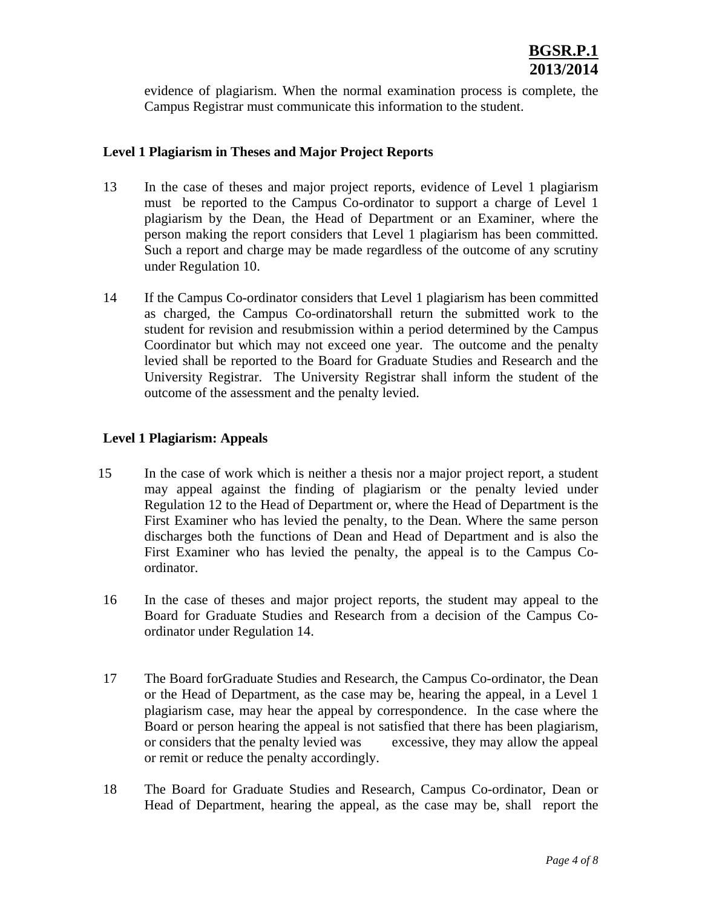evidence of plagiarism. When the normal examination process is complete, the Campus Registrar must communicate this information to the student.

### Level 1 Plagiarism in Theses and Major Project Reports

13 In the case of theses and major project reports, evidence of Level 1 plagiarism must be reported to the Campus Co-ordinator to support a charge of Level 1 plagiarism by the Dean, the Head of Department or an Examiner, where the person making the report considers that Level 1 plagiarism has been committed. Such a report and charge may be made regardless of the outcome of any scrutiny under Regulation 10.

14 If the Campus Co-ordinator considers that Level 1 plagiarism has been committed as charged, the Campus Co-ordinatorshall return the submitted work to the student for revision and resubmission within a period determined by the Campus Coordinator but which may not exceed one year. The outcome and the penalty levied shall be reported to the Board for Graduate Studies and Research and the University Registrar. The University Registrar shall inform the student of the outcome of the assessment and the penalty levied.

### Level 1 Plagiarism: Appeals

15 In the case of work which is neither a thesis nor a major project report, a student may appeal against the finding of plagiarism or the penalty levied under Regulation 12 to the Head of Department or, where the Head of Department is the First Examiner who has levied the penalty, to the Dean. Where the same person discharges both the functions of Dean and Head of Department and is also the First Examiner who has levied the penalty, the appeal is to the Campus Co-ordinator.

16 In the case of theses and major project reports, the student may appeal to the Board for Graduate Studies and Research from a decision of the Campus Co-ordinator under Regulation 14.

17 The Board forGraduate Studies and Research, the Campus Co-ordinator, the Dean or the Head of Department, as the case may be, hearing the appeal, in a Level 1 plagiarism case, may hear the appeal by correspondence. In the case where the Board or person hearing the appeal is not satisfied that there has been plagiarism, or considers that the penalty levied was excessive, they may allow the appeal or remit or reduce the penalty accordingly.

18 The Board for Graduate Studies and Research, Campus Co-ordinator, Dean or Head of Department, hearing the appeal, as the case may be, shall report the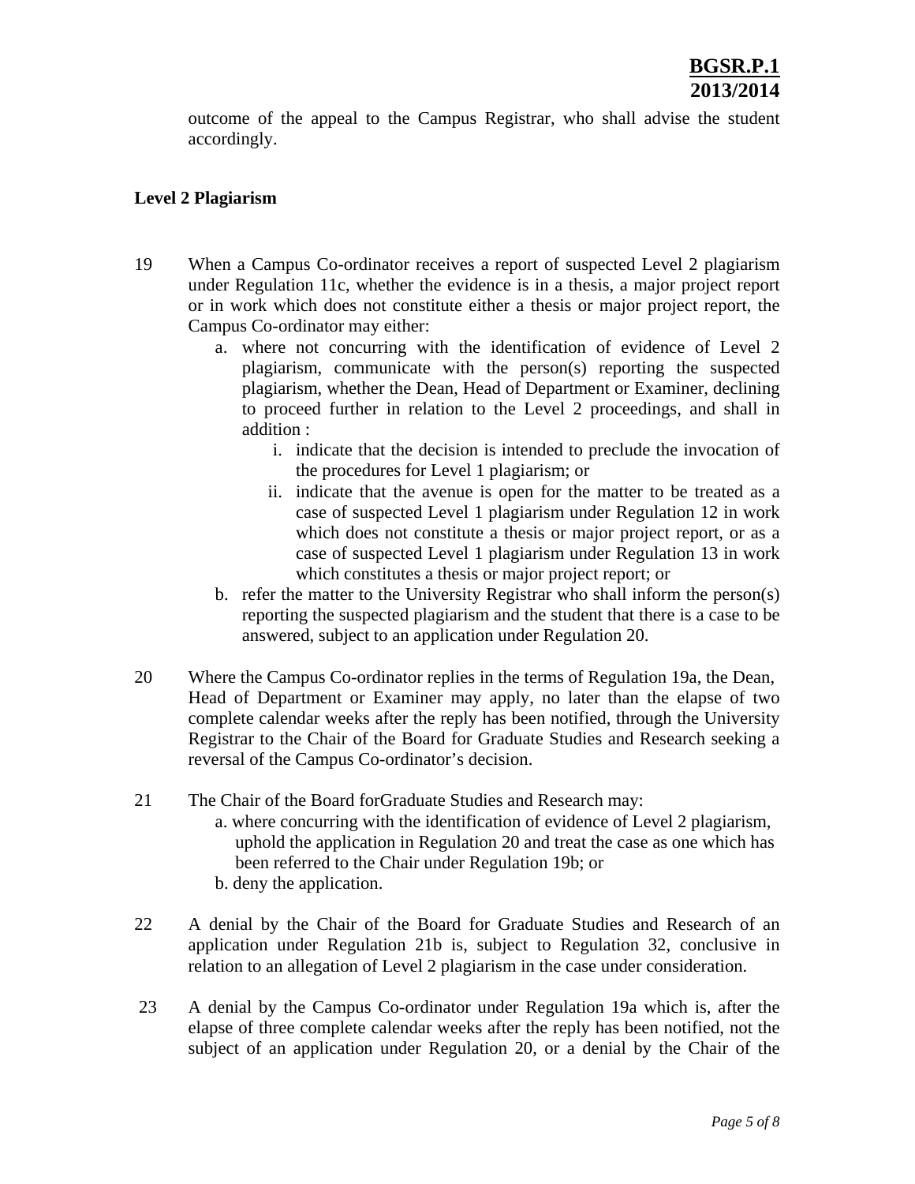outcome of the appeal to the Campus Registrar, who shall advise the student accordingly.

**Level 2 Plagiarism**

19 When a Campus Co-ordinator receives a report of suspected Level 2 plagiarism under Regulation 11c, whether the evidence is in a thesis, a major project report or in work which does not constitute either a thesis or major project report, the Campus Co-ordinator may either:

   a. where not concurring with the identification of evidence of Level 2 plagiarism, communicate with the person(s) reporting the suspected plagiarism, whether the Dean, Head of Department or Examiner, declining to proceed further in relation to the Level 2 proceedings, and shall in addition :

      i. indicate that the decision is intended to preclude the invocation of the procedures for Level 1 plagiarism; or

      ii. indicate that the avenue is open for the matter to be treated as a case of suspected Level 1 plagiarism under Regulation 12 in work which does not constitute a thesis or major project report, or as a case of suspected Level 1 plagiarism under Regulation 13 in work which constitutes a thesis or major project report; or

   b. refer the matter to the University Registrar who shall inform the person(s) reporting the suspected plagiarism and the student that there is a case to be answered, subject to an application under Regulation 20.

20 Where the Campus Co-ordinator replies in the terms of Regulation 19a, the Dean, Head of Department or Examiner may apply, no later than the elapse of two complete calendar weeks after the reply has been notified, through the University Registrar to the Chair of the Board for Graduate Studies and Research seeking a reversal of the Campus Co-ordinator's decision.

21 The Chair of the Board forGraduate Studies and Research may:

   a. where concurring with the identification of evidence of Level 2 plagiarism, uphold the application in Regulation 20 and treat the case as one which has been referred to the Chair under Regulation 19b; or

   b. deny the application.

22 A denial by the Chair of the Board for Graduate Studies and Research of an application under Regulation 21b is, subject to Regulation 32, conclusive in relation to an allegation of Level 2 plagiarism in the case under consideration.

23 A denial by the Campus Co-ordinator under Regulation 19a which is, after the elapse of three complete calendar weeks after the reply has been notified, not the subject of an application under Regulation 20, or a denial by the Chair of the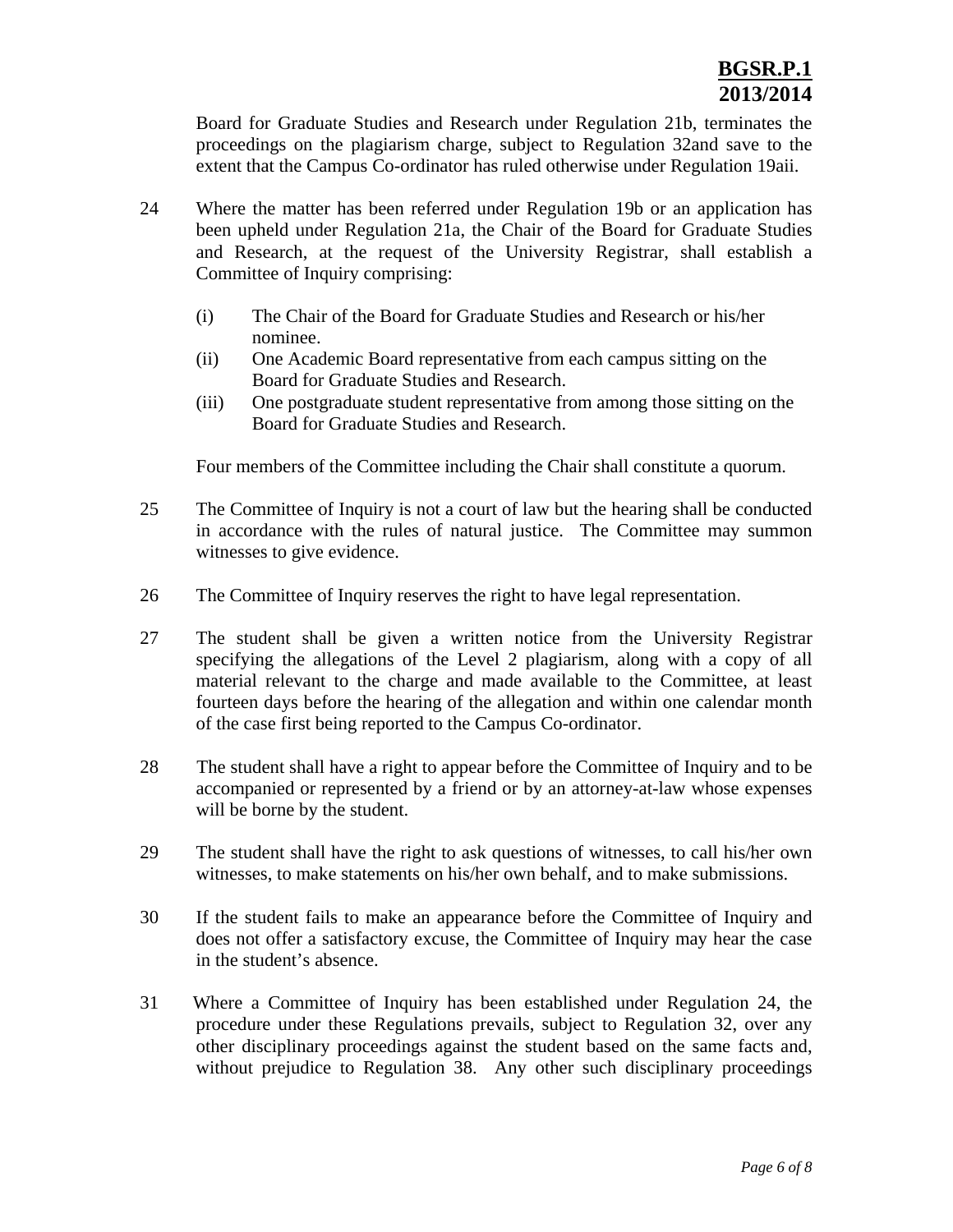Board for Graduate Studies and Research under Regulation 21b, terminates the proceedings on the plagiarism charge, subject to Regulation 32and save to the extent that the Campus Co-ordinator has ruled otherwise under Regulation 19aii.

24 Where the matter has been referred under Regulation 19b or an application has been upheld under Regulation 21a, the Chair of the Board for Graduate Studies and Research, at the request of the University Registrar, shall establish a Committee of Inquiry comprising:

(i) The Chair of the Board for Graduate Studies and Research or his/her nominee.
(ii) One Academic Board representative from each campus sitting on the Board for Graduate Studies and Research.
(iii) One postgraduate student representative from among those sitting on the Board for Graduate Studies and Research.

Four members of the Committee including the Chair shall constitute a quorum.

25 The Committee of Inquiry is not a court of law but the hearing shall be conducted in accordance with the rules of natural justice. The Committee may summon witnesses to give evidence.

26 The Committee of Inquiry reserves the right to have legal representation.

27 The student shall be given a written notice from the University Registrar specifying the allegations of the Level 2 plagiarism, along with a copy of all material relevant to the charge and made available to the Committee, at least fourteen days before the hearing of the allegation and within one calendar month of the case first being reported to the Campus Co-ordinator.

28 The student shall have a right to appear before the Committee of Inquiry and to be accompanied or represented by a friend or by an attorney-at-law whose expenses will be borne by the student.

29 The student shall have the right to ask questions of witnesses, to call his/her own witnesses, to make statements on his/her own behalf, and to make submissions.

30 If the student fails to make an appearance before the Committee of Inquiry and does not offer a satisfactory excuse, the Committee of Inquiry may hear the case in the student's absence.

31 Where a Committee of Inquiry has been established under Regulation 24, the procedure under these Regulations prevails, subject to Regulation 32, over any other disciplinary proceedings against the student based on the same facts and, without prejudice to Regulation 38. Any other such disciplinary proceedings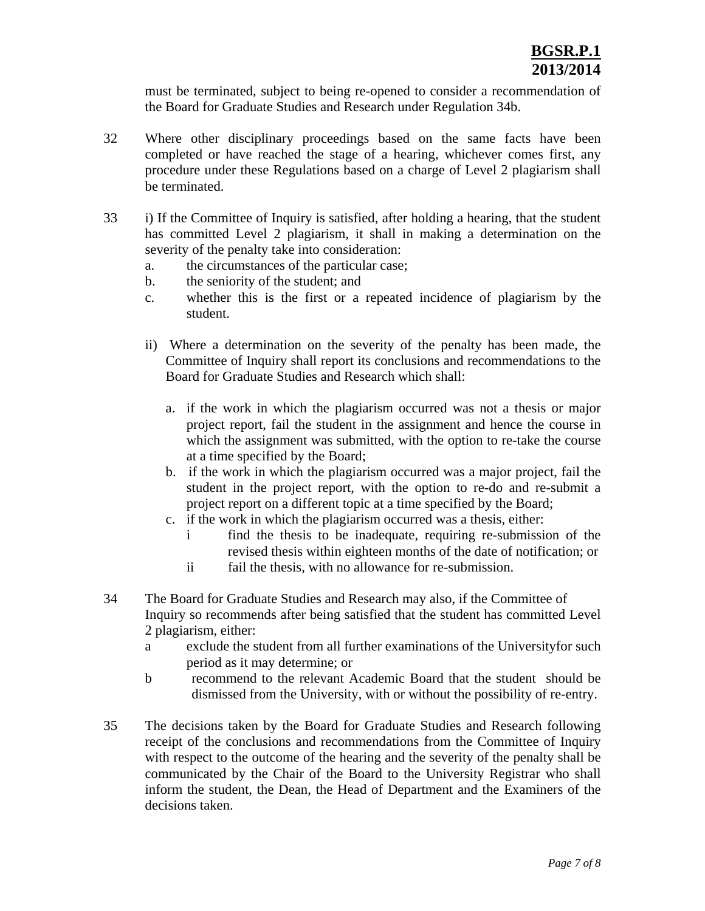must be terminated, subject to being re-opened to consider a recommendation of the Board for Graduate Studies and Research under Regulation 34b.

32 Where other disciplinary proceedings based on the same facts have been completed or have reached the stage of a hearing, whichever comes first, any procedure under these Regulations based on a charge of Level 2 plagiarism shall be terminated.

33 i) If the Committee of Inquiry is satisfied, after holding a hearing, that the student has committed Level 2 plagiarism, it shall in making a determination on the severity of the penalty take into consideration:

   a. the circumstances of the particular case;
   b. the seniority of the student; and
   c. whether this is the first or a repeated incidence of plagiarism by the student.

   ii) Where a determination on the severity of the penalty has been made, the Committee of Inquiry shall report its conclusions and recommendations to the Board for Graduate Studies and Research which shall:

   a. if the work in which the plagiarism occurred was not a thesis or major project report, fail the student in the assignment and hence the course in which the assignment was submitted, with the option to re-take the course at a time specified by the Board;
   b. if the work in which the plagiarism occurred was a major project, fail the student in the project report, with the option to re-do and re-submit a project report on a different topic at a time specified by the Board;
   c. if the work in which the plagiarism occurred was a thesis, either:
      i find the thesis to be inadequate, requiring re-submission of the revised thesis within eighteen months of the date of notification; or
      ii fail the thesis, with no allowance for re-submission.

34 The Board for Graduate Studies and Research may also, if the Committee of Inquiry so recommends after being satisfied that the student has committed Level 2 plagiarism, either:

   a exclude the student from all further examinations of the Universityfor such period as it may determine; or
   b recommend to the relevant Academic Board that the student should be dismissed from the University, with or without the possibility of re-entry.

35 The decisions taken by the Board for Graduate Studies and Research following receipt of the conclusions and recommendations from the Committee of Inquiry with respect to the outcome of the hearing and the severity of the penalty shall be communicated by the Chair of the Board to the University Registrar who shall inform the student, the Dean, the Head of Department and the Examiners of the decisions taken.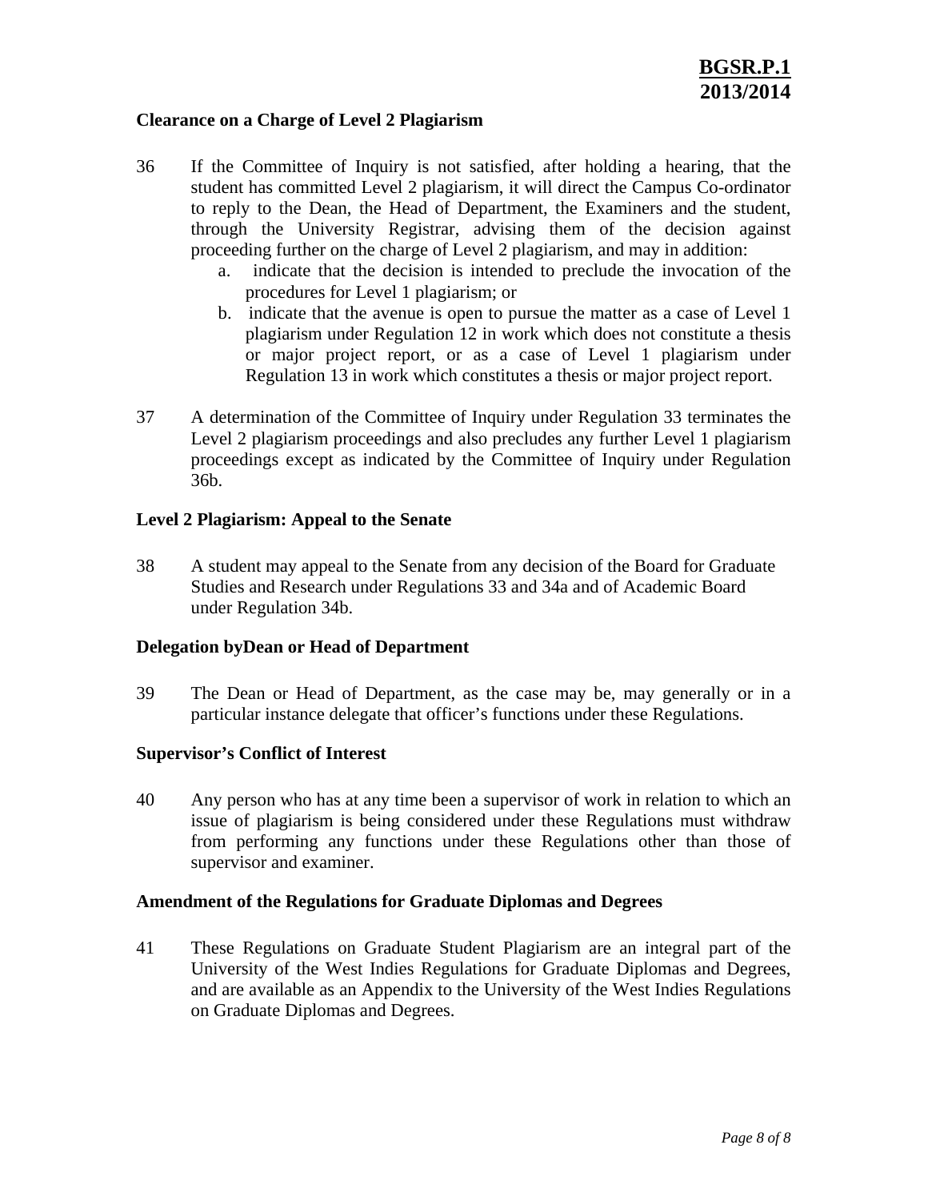**Clearance on a Charge of Level 2 Plagiarism**

36 If the Committee of Inquiry is not satisfied, after holding a hearing, that the student has committed Level 2 plagiarism, it will direct the Campus Co-ordinator to reply to the Dean, the Head of Department, the Examiners and the student, through the University Registrar, advising them of the decision against proceeding further on the charge of Level 2 plagiarism, and may in addition:

   a. indicate that the decision is intended to preclude the invocation of the procedures for Level 1 plagiarism; or
   b. indicate that the avenue is open to pursue the matter as a case of Level 1 plagiarism under Regulation 12 in work which does not constitute a thesis or major project report, or as a case of Level 1 plagiarism under Regulation 13 in work which constitutes a thesis or major project report.

37 A determination of the Committee of Inquiry under Regulation 33 terminates the Level 2 plagiarism proceedings and also precludes any further Level 1 plagiarism proceedings except as indicated by the Committee of Inquiry under Regulation 36b.

**Level 2 Plagiarism: Appeal to the Senate**

38 A student may appeal to the Senate from any decision of the Board for Graduate Studies and Research under Regulations 33 and 34a and of Academic Board under Regulation 34b.

**Delegation byDean or Head of Department**

39 The Dean or Head of Department, as the case may be, may generally or in a particular instance delegate that officer's functions under these Regulations.

**Supervisor's Conflict of Interest**

40 Any person who has at any time been a supervisor of work in relation to which an issue of plagiarism is being considered under these Regulations must withdraw from performing any functions under these Regulations other than those of supervisor and examiner.

**Amendment of the Regulations for Graduate Diplomas and Degrees**

41 These Regulations on Graduate Student Plagiarism are an integral part of the University of the West Indies Regulations for Graduate Diplomas and Degrees, and are available as an Appendix to the University of the West Indies Regulations on Graduate Diplomas and Degrees.